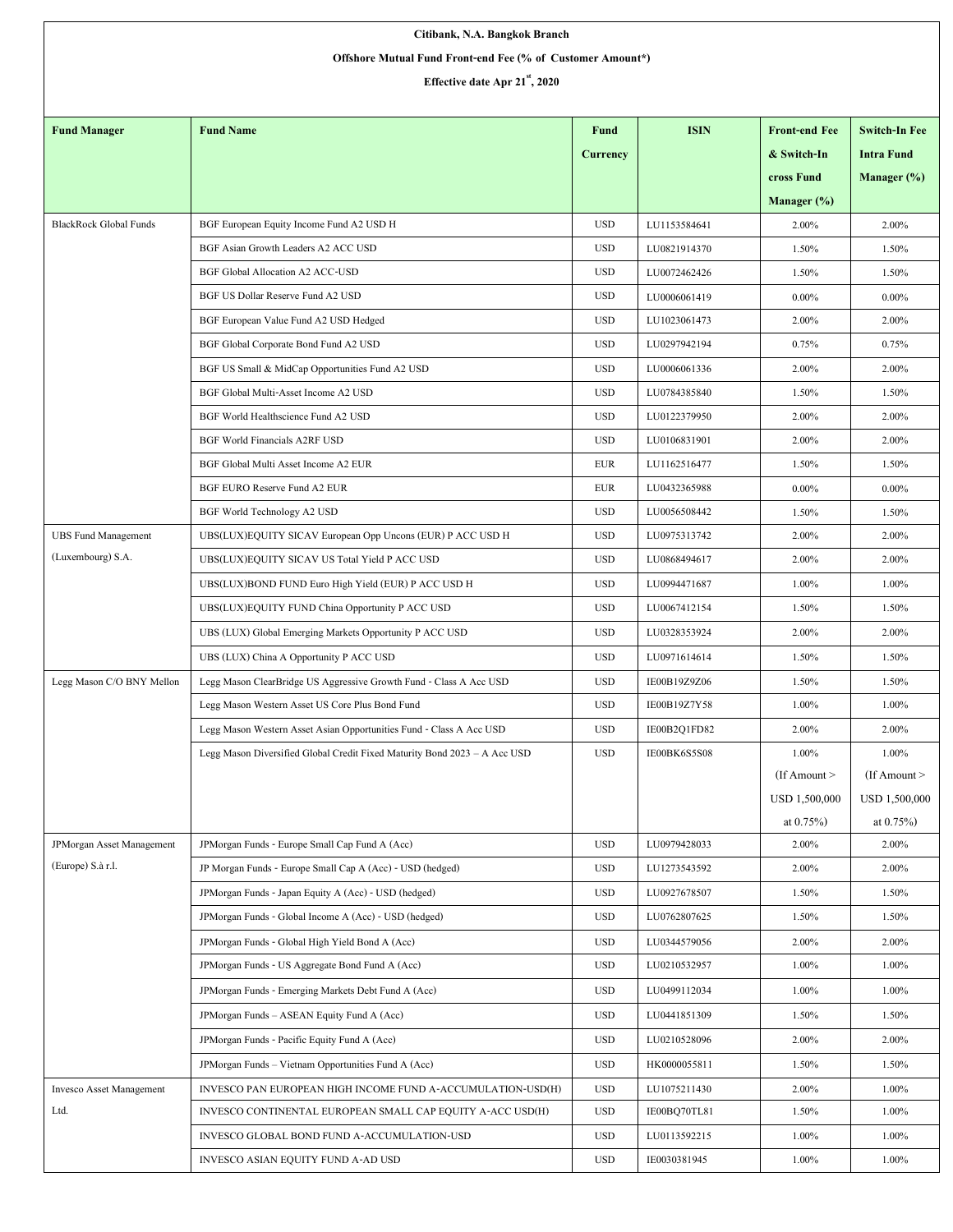**Citibank, N.A. Bangkok Branch**

**Offshore Mutual Fund Front-end Fee (% of Customer Amount*)**

**Effective date Apr 21st, 2020**

| Fund Manager | Fund Name | Fund Currency | ISIN | Front-end Fee & Switch-In cross Fund Manager (%) | Switch-In Fee Intra Fund Manager (%) |
|---|---|---|---|---|---|
| BlackRock Global Funds | BGF European Equity Income Fund A2 USD H | USD | LU1153584641 | 2.00% | 2.00% |
| | BGF Asian Growth Leaders A2 ACC USD | USD | LU0821914370 | 1.50% | 1.50% |
| | BGF Global Allocation A2 ACC-USD | USD | LU0072462426 | 1.50% | 1.50% |
| | BGF US Dollar Reserve Fund A2 USD | USD | LU0006061419 | 0.00% | 0.00% |
| | BGF European Value Fund A2 USD Hedged | USD | LU1023061473 | 2.00% | 2.00% |
| | BGF Global Corporate Bond Fund A2 USD | USD | LU0297942194 | 0.75% | 0.75% |
| | BGF US Small & MidCap Opportunities Fund A2 USD | USD | LU0006061336 | 2.00% | 2.00% |
| | BGF Global Multi-Asset Income A2 USD | USD | LU0784385840 | 1.50% | 1.50% |
| | BGF World Healthscience Fund A2 USD | USD | LU0122379950 | 2.00% | 2.00% |
| | BGF World Financials A2RF USD | USD | LU0106831901 | 2.00% | 2.00% |
| | BGF Global Multi Asset Income A2 EUR | EUR | LU1162516477 | 1.50% | 1.50% |
| | BGF EURO Reserve Fund A2 EUR | EUR | LU0432365988 | 0.00% | 0.00% |
| | BGF World Technology A2 USD | USD | LU0056508442 | 1.50% | 1.50% |
| UBS Fund Management (Luxembourg) S.A. | UBS(LUX)EQUITY SICAV European Opp Uncons (EUR) P ACC USD H | USD | LU0975313742 | 2.00% | 2.00% |
| | UBS(LUX)EQUITY SICAV US Total Yield P ACC USD | USD | LU0868494617 | 2.00% | 2.00% |
| | UBS(LUX)BOND FUND Euro High Yield (EUR) P ACC USD H | USD | LU0994471687 | 1.00% | 1.00% |
| | UBS(LUX)EQUITY FUND China Opportunity P ACC USD | USD | LU0067412154 | 1.50% | 1.50% |
| | UBS (LUX) Global Emerging Markets Opportunity P ACC USD | USD | LU0328353924 | 2.00% | 2.00% |
| | UBS (LUX) China A Opportunity P ACC USD | USD | LU0971614614 | 1.50% | 1.50% |
| Legg Mason C/O BNY Mellon | Legg Mason ClearBridge US Aggressive Growth Fund - Class A Acc USD | USD | IE00B19Z9Z06 | 1.50% | 1.50% |
| | Legg Mason Western Asset US Core Plus Bond Fund | USD | IE00B19Z7Y58 | 1.00% | 1.00% |
| | Legg Mason Western Asset Asian Opportunities Fund - Class A Acc USD | USD | IE00B2Q1FD82 | 2.00% | 2.00% |
| | Legg Mason Diversified Global Credit Fixed Maturity Bond 2023 – A Acc USD | USD | IE00BK6S5S08 | 1.00% (If Amount > USD 1,500,000 at 0.75%) | 1.00% (If Amount > USD 1,500,000 at 0.75%) |
| JPMorgan Asset Management (Europe) S.à r.l. | JPMorgan Funds - Europe Small Cap Fund A (Acc) | USD | LU0979428033 | 2.00% | 2.00% |
| | JP Morgan Funds - Europe Small Cap A (Acc) - USD (hedged) | USD | LU1273543592 | 2.00% | 2.00% |
| | JPMorgan Funds - Japan Equity A (Acc) - USD (hedged) | USD | LU0927678507 | 1.50% | 1.50% |
| | JPMorgan Funds - Global Income A (Acc) - USD (hedged) | USD | LU0762807625 | 1.50% | 1.50% |
| | JPMorgan Funds - Global High Yield Bond A (Acc) | USD | LU0344579056 | 2.00% | 2.00% |
| | JPMorgan Funds - US Aggregate Bond Fund A (Acc) | USD | LU0210532957 | 1.00% | 1.00% |
| | JPMorgan Funds - Emerging Markets Debt Fund A (Acc) | USD | LU0499112034 | 1.00% | 1.00% |
| | JPMorgan Funds – ASEAN Equity Fund A (Acc) | USD | LU0441851309 | 1.50% | 1.50% |
| | JPMorgan Funds - Pacific Equity Fund A (Acc) | USD | LU0210528096 | 2.00% | 2.00% |
| | JPMorgan Funds – Vietnam Opportunities Fund A (Acc) | USD | HK0000055811 | 1.50% | 1.50% |
| Invesco Asset Management Ltd. | INVESCO PAN EUROPEAN HIGH INCOME FUND A-ACCUMULATION-USD(H) | USD | LU1075211430 | 2.00% | 1.00% |
| | INVESCO CONTINENTAL EUROPEAN SMALL CAP EQUITY A-ACC USD(H) | USD | IE00BQ70TL81 | 1.50% | 1.00% |
| | INVESCO GLOBAL BOND FUND A-ACCUMULATION-USD | USD | LU0113592215 | 1.00% | 1.00% |
| | INVESCO ASIAN EQUITY FUND A-AD USD | USD | IE0030381945 | 1.00% | 1.00% |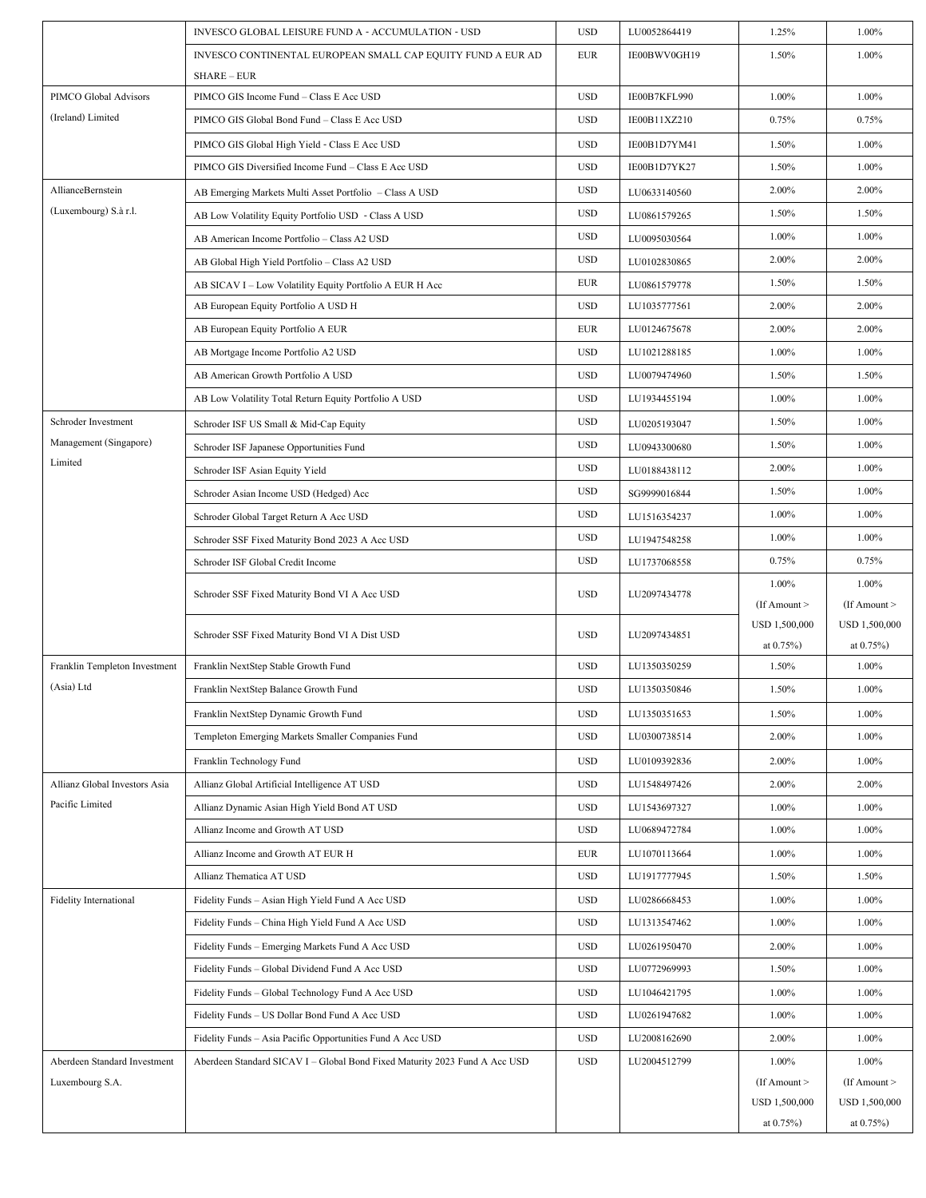| | | | | | |
|---|---|---|---|---|---|
| | INVESCO GLOBAL LEISURE FUND A - ACCUMULATION - USD | USD | LU0052864419 | 1.25% | 1.00% |
| | INVESCO CONTINENTAL EUROPEAN SMALL CAP EQUITY FUND A EUR AD SHARE – EUR | EUR | IE00BWV0GH19 | 1.50% | 1.00% |
| PIMCO Global Advisors (Ireland) Limited | PIMCO GIS Income Fund – Class E Acc USD | USD | IE00B7KFL990 | 1.00% | 1.00% |
| | PIMCO GIS Global Bond Fund – Class E Acc USD | USD | IE00B11XZ210 | 0.75% | 0.75% |
| | PIMCO GIS Global High Yield - Class E Acc USD | USD | IE00B1D7YM41 | 1.50% | 1.00% |
| | PIMCO GIS Diversified Income Fund – Class E Acc USD | USD | IE00B1D7YK27 | 1.50% | 1.00% |
| AllianceBernstein (Luxembourg) S.à r.l. | AB Emerging Markets Multi Asset Portfolio – Class A USD | USD | LU0633140560 | 2.00% | 2.00% |
| | AB Low Volatility Equity Portfolio USD - Class A USD | USD | LU0861579265 | 1.50% | 1.50% |
| | AB American Income Portfolio – Class A2 USD | USD | LU0095030564 | 1.00% | 1.00% |
| | AB Global High Yield Portfolio – Class A2 USD | USD | LU0102830865 | 2.00% | 2.00% |
| | AB SICAV I – Low Volatility Equity Portfolio A EUR H Acc | EUR | LU0861579778 | 1.50% | 1.50% |
| | AB European Equity Portfolio A USD H | USD | LU1035777561 | 2.00% | 2.00% |
| | AB European Equity Portfolio A EUR | EUR | LU0124675678 | 2.00% | 2.00% |
| | AB Mortgage Income Portfolio A2 USD | USD | LU1021288185 | 1.00% | 1.00% |
| | AB American Growth Portfolio A USD | USD | LU0079474960 | 1.50% | 1.50% |
| | AB Low Volatility Total Return Equity Portfolio A USD | USD | LU1934455194 | 1.00% | 1.00% |
| Schroder Investment Management (Singapore) Limited | Schroder ISF US Small & Mid-Cap Equity | USD | LU0205193047 | 1.50% | 1.00% |
| | Schroder ISF Japanese Opportunities Fund | USD | LU0943300680 | 1.50% | 1.00% |
| | Schroder ISF Asian Equity Yield | USD | LU0188438112 | 2.00% | 1.00% |
| | Schroder Asian Income USD (Hedged) Acc | USD | SG9999016844 | 1.50% | 1.00% |
| | Schroder Global Target Return A Acc USD | USD | LU1516354237 | 1.00% | 1.00% |
| | Schroder SSF Fixed Maturity Bond 2023 A Acc USD | USD | LU1947548258 | 1.00% | 1.00% |
| | Schroder ISF Global Credit Income | USD | LU1737068558 | 0.75% | 0.75% |
| | Schroder SSF Fixed Maturity Bond VI A Acc USD | USD | LU2097434778 | 1.00% (If Amount > USD 1,500,000 at 0.75%) | 1.00% (If Amount > USD 1,500,000 at 0.75%) |
| | Schroder SSF Fixed Maturity Bond VI A Dist USD | USD | LU2097434851 | | |
| Franklin Templeton Investment (Asia) Ltd | Franklin NextStep Stable Growth Fund | USD | LU1350350259 | 1.50% | 1.00% |
| | Franklin NextStep Balance Growth Fund | USD | LU1350350846 | 1.50% | 1.00% |
| | Franklin NextStep Dynamic Growth Fund | USD | LU1350351653 | 1.50% | 1.00% |
| | Templeton Emerging Markets Smaller Companies Fund | USD | LU0300738514 | 2.00% | 1.00% |
| | Franklin Technology Fund | USD | LU0109392836 | 2.00% | 1.00% |
| Allianz Global Investors Asia Pacific Limited | Allianz Global Artificial Intelligence AT USD | USD | LU1548497426 | 2.00% | 2.00% |
| | Allianz Dynamic Asian High Yield Bond AT USD | USD | LU1543697327 | 1.00% | 1.00% |
| | Allianz Income and Growth AT USD | USD | LU0689472784 | 1.00% | 1.00% |
| | Allianz Income and Growth AT EUR H | EUR | LU1070113664 | 1.00% | 1.00% |
| | Allianz Thematica AT USD | USD | LU1917777945 | 1.50% | 1.50% |
| Fidelity International | Fidelity Funds – Asian High Yield Fund A Acc USD | USD | LU0286668453 | 1.00% | 1.00% |
| | Fidelity Funds – China High Yield Fund A Acc USD | USD | LU1313547462 | 1.00% | 1.00% |
| | Fidelity Funds – Emerging Markets Fund A Acc USD | USD | LU0261950470 | 2.00% | 1.00% |
| | Fidelity Funds – Global Dividend Fund A Acc USD | USD | LU0772969993 | 1.50% | 1.00% |
| | Fidelity Funds – Global Technology Fund A Acc USD | USD | LU1046421795 | 1.00% | 1.00% |
| | Fidelity Funds – US Dollar Bond Fund A Acc USD | USD | LU0261947682 | 1.00% | 1.00% |
| | Fidelity Funds – Asia Pacific Opportunities Fund A Acc USD | USD | LU2008162690 | 2.00% | 1.00% |
| Aberdeen Standard Investment Luxembourg S.A. | Aberdeen Standard SICAV I – Global Bond Fixed Maturity 2023 Fund A Acc USD | USD | LU2004512799 | 1.00% (If Amount > USD 1,500,000 at 0.75%) | 1.00% (If Amount > USD 1,500,000 at 0.75%) |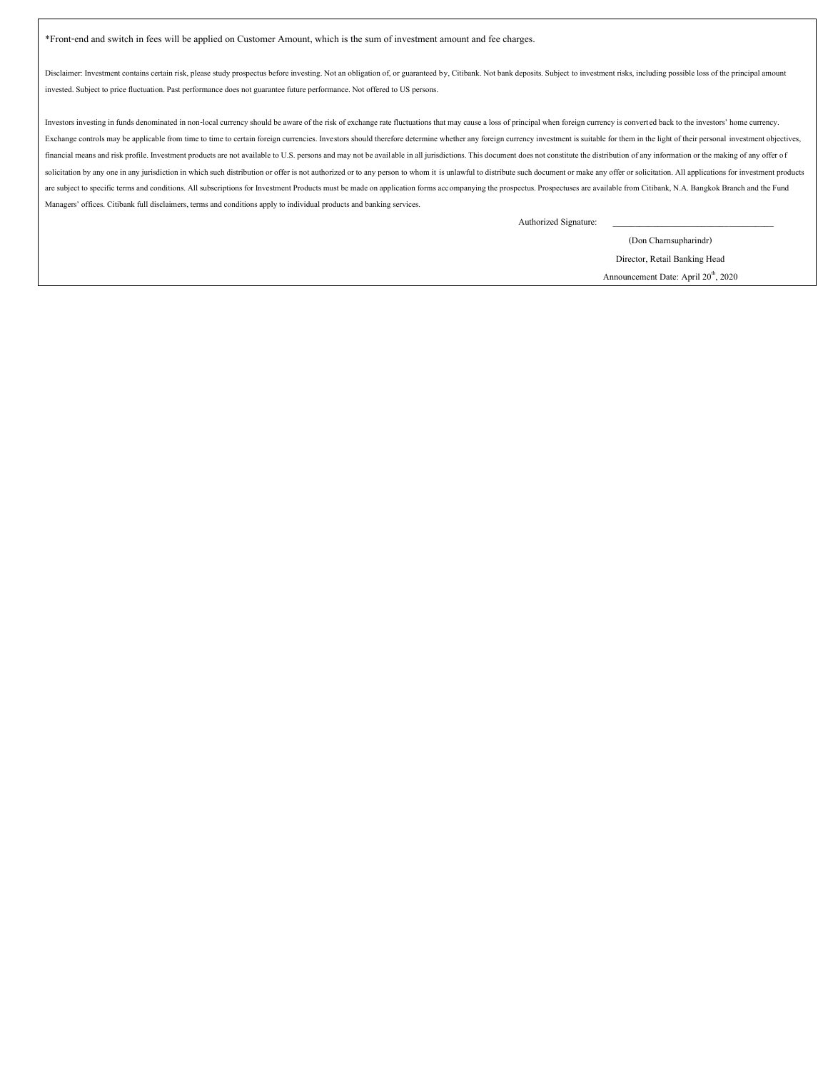*Front-end and switch in fees will be applied on Customer Amount, which is the sum of investment amount and fee charges.

Disclaimer: Investment contains certain risk, please study prospectus before investing. Not an obligation of, or guaranteed by, Citibank. Not bank deposits. Subject to investment risks, including possible loss of the principal amount invested. Subject to price fluctuation. Past performance does not guarantee future performance. Not offered to US persons.

Investors investing in funds denominated in non-local currency should be aware of the risk of exchange rate fluctuations that may cause a loss of principal when foreign currency is converted back to the investors' home currency. Exchange controls may be applicable from time to time to certain foreign currencies. Investors should therefore determine whether any foreign currency investment is suitable for them in the light of their personal investment objectives, financial means and risk profile. Investment products are not available to U.S. persons and may not be available in all jurisdictions. This document does not constitute the distribution of any information or the making of any offer of solicitation by any one in any jurisdiction in which such distribution or offer is not authorized or to any person to whom it is unlawful to distribute such document or make any offer or solicitation. All applications for investment products are subject to specific terms and conditions. All subscriptions for Investment Products must be made on application forms accompanying the prospectus. Prospectuses are available from Citibank, N.A. Bangkok Branch and the Fund Managers' offices. Citibank full disclaimers, terms and conditions apply to individual products and banking services.

Authorized Signature: ___________________________________

(Don Charnsupharindr)

Director, Retail Banking Head

Announcement Date: April 20th, 2020